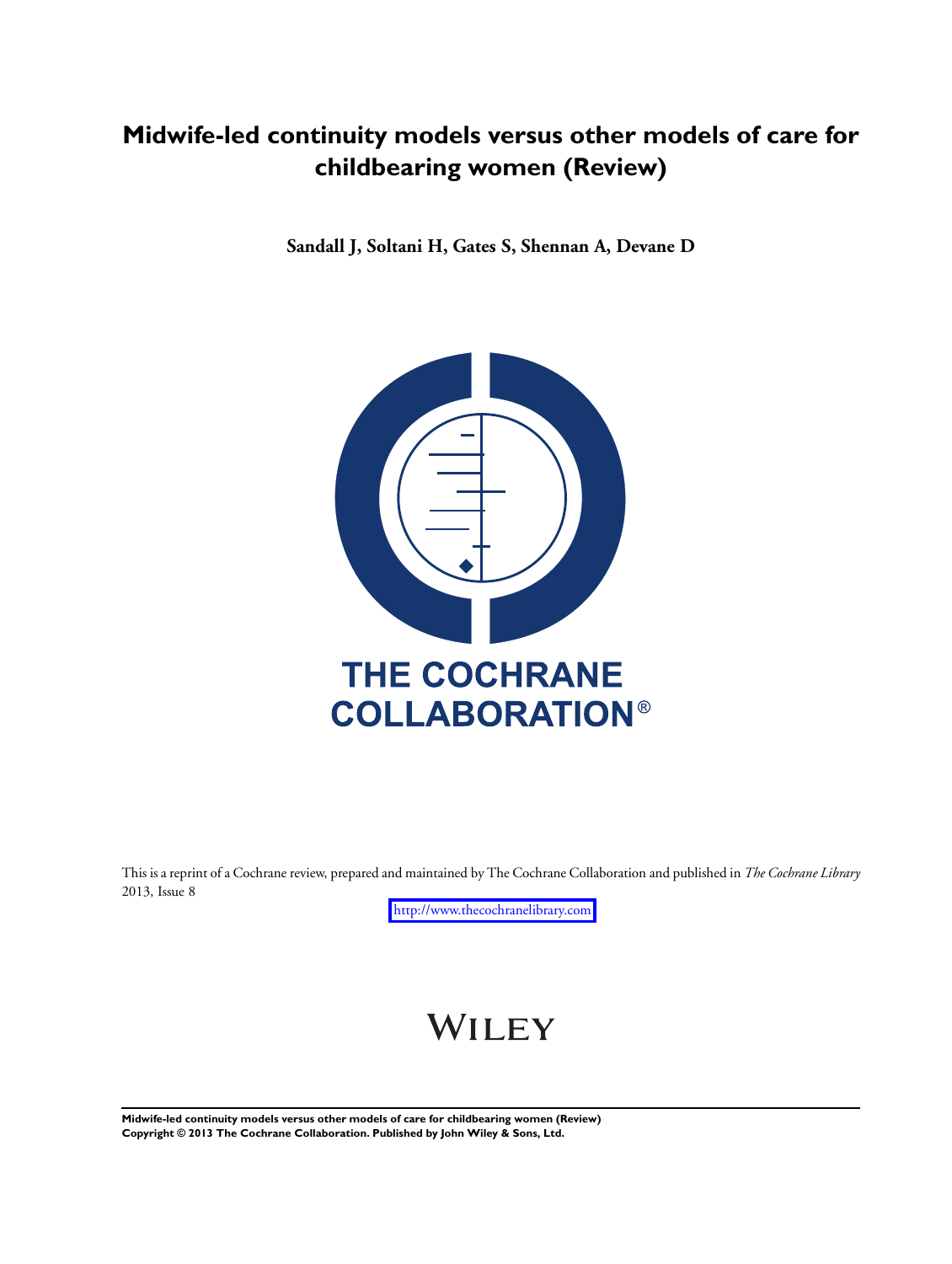# Midwife-led continuity models versus other models of care for childbearing women (Review)

**Sandall J, Soltani H, Gates S, Shennan A, Devane D**

THE COCHRANE COLLABORATION®

This is a reprint of a Cochrane review, prepared and maintained by The Cochrane Collaboration and published in *The Cochrane Library* 2013, Issue 8

http://www.thecochranelibrary.com

WILEY

**Midwife-led continuity models versus other models of care for childbearing women (Review)**
**Copyright © 2013 The Cochrane Collaboration. Published by John Wiley & Sons, Ltd.**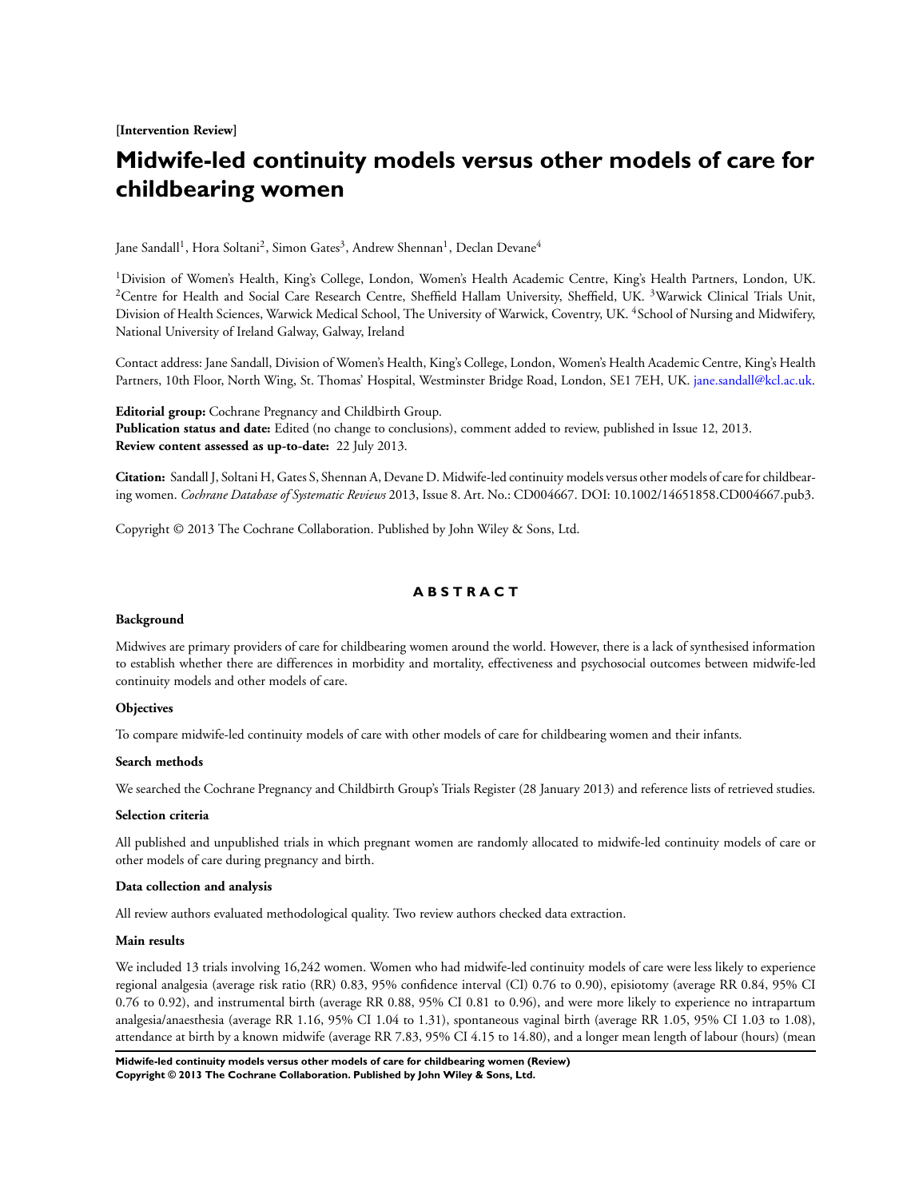**[Intervention Review]**

# Midwife-led continuity models versus other models of care for childbearing women

Jane Sandall[1], Hora Soltani[2], Simon Gates[3], Andrew Shennan[1], Declan Devane[4]

[1]Division of Women's Health, King's College, London, Women's Health Academic Centre, King's Health Partners, London, UK. [2]Centre for Health and Social Care Research Centre, Sheffield Hallam University, Sheffield, UK. [3]Warwick Clinical Trials Unit, Division of Health Sciences, Warwick Medical School, The University of Warwick, Coventry, UK. [4]School of Nursing and Midwifery, National University of Ireland Galway, Galway, Ireland

Contact address: Jane Sandall, Division of Women's Health, King's College, London, Women's Health Academic Centre, King's Health Partners, 10th Floor, North Wing, St. Thomas' Hospital, Westminster Bridge Road, London, SE1 7EH, UK. jane.sandall@kcl.ac.uk.

**Editorial group:** Cochrane Pregnancy and Childbirth Group.
**Publication status and date:** Edited (no change to conclusions), comment added to review, published in Issue 12, 2013.
**Review content assessed as up-to-date:** 22 July 2013.

**Citation:** Sandall J, Soltani H, Gates S, Shennan A, Devane D. Midwife-led continuity models versus other models of care for childbearing women. *Cochrane Database of Systematic Reviews* 2013, Issue 8. Art. No.: CD004667. DOI: 10.1002/14651858.CD004667.pub3.

Copyright © 2013 The Cochrane Collaboration. Published by John Wiley & Sons, Ltd.

## ABSTRACT

### Background

Midwives are primary providers of care for childbearing women around the world. However, there is a lack of synthesised information to establish whether there are differences in morbidity and mortality, effectiveness and psychosocial outcomes between midwife-led continuity models and other models of care.

### Objectives

To compare midwife-led continuity models of care with other models of care for childbearing women and their infants.

### Search methods

We searched the Cochrane Pregnancy and Childbirth Group's Trials Register (28 January 2013) and reference lists of retrieved studies.

### Selection criteria

All published and unpublished trials in which pregnant women are randomly allocated to midwife-led continuity models of care or other models of care during pregnancy and birth.

### Data collection and analysis

All review authors evaluated methodological quality. Two review authors checked data extraction.

### Main results

We included 13 trials involving 16,242 women. Women who had midwife-led continuity models of care were less likely to experience regional analgesia (average risk ratio (RR) 0.83, 95% confidence interval (CI) 0.76 to 0.90), episiotomy (average RR 0.84, 95% CI 0.76 to 0.92), and instrumental birth (average RR 0.88, 95% CI 0.81 to 0.96), and were more likely to experience no intrapartum analgesia/anaesthesia (average RR 1.16, 95% CI 1.04 to 1.31), spontaneous vaginal birth (average RR 1.05, 95% CI 1.03 to 1.08), attendance at birth by a known midwife (average RR 7.83, 95% CI 4.15 to 14.80), and a longer mean length of labour (hours) (mean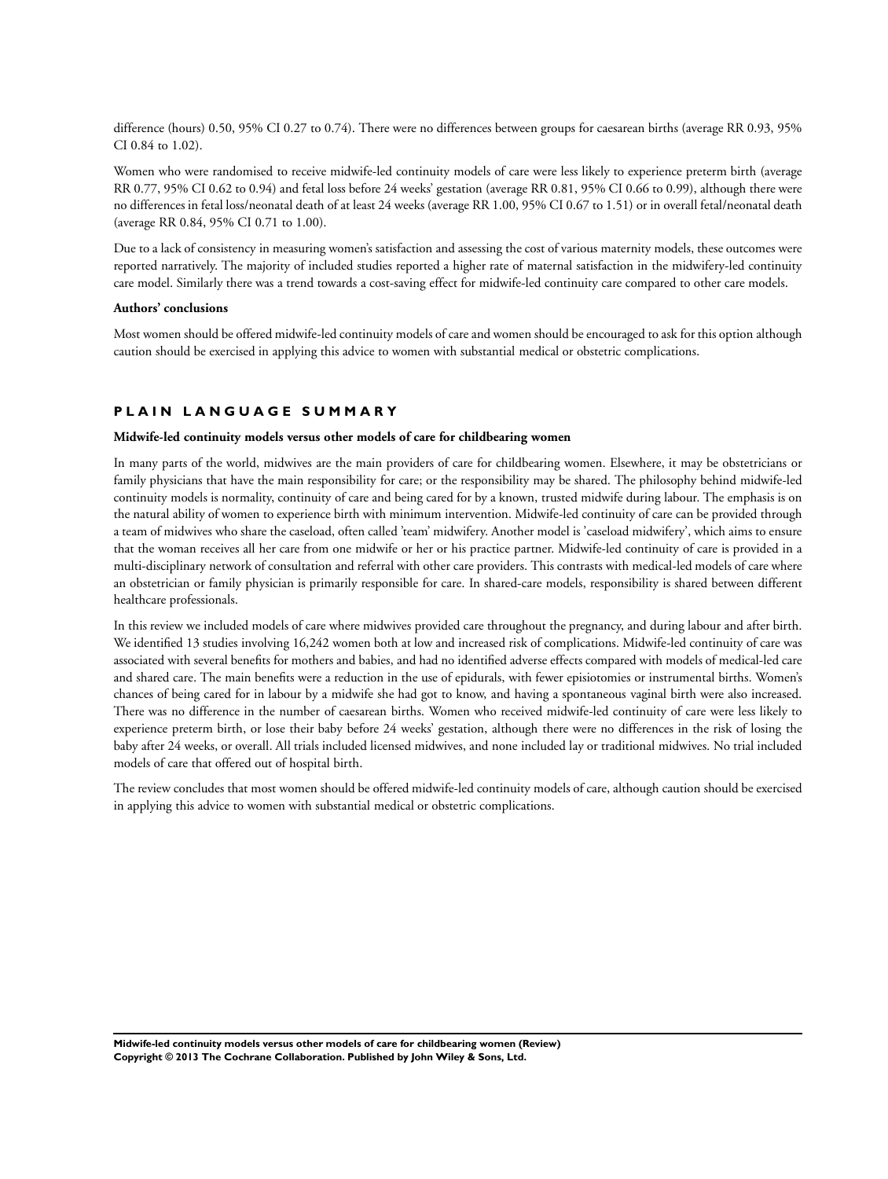difference (hours) 0.50, 95% CI 0.27 to 0.74). There were no differences between groups for caesarean births (average RR 0.93, 95% CI 0.84 to 1.02).

Women who were randomised to receive midwife-led continuity models of care were less likely to experience preterm birth (average RR 0.77, 95% CI 0.62 to 0.94) and fetal loss before 24 weeks' gestation (average RR 0.81, 95% CI 0.66 to 0.99), although there were no differences in fetal loss/neonatal death of at least 24 weeks (average RR 1.00, 95% CI 0.67 to 1.51) or in overall fetal/neonatal death (average RR 0.84, 95% CI 0.71 to 1.00).

Due to a lack of consistency in measuring women's satisfaction and assessing the cost of various maternity models, these outcomes were reported narratively. The majority of included studies reported a higher rate of maternal satisfaction in the midwifery-led continuity care model. Similarly there was a trend towards a cost-saving effect for midwife-led continuity care compared to other care models.

**Authors' conclusions**

Most women should be offered midwife-led continuity models of care and women should be encouraged to ask for this option although caution should be exercised in applying this advice to women with substantial medical or obstetric complications.

## PLAIN LANGUAGE SUMMARY

**Midwife-led continuity models versus other models of care for childbearing women**

In many parts of the world, midwives are the main providers of care for childbearing women. Elsewhere, it may be obstetricians or family physicians that have the main responsibility for care; or the responsibility may be shared. The philosophy behind midwife-led continuity models is normality, continuity of care and being cared for by a known, trusted midwife during labour. The emphasis is on the natural ability of women to experience birth with minimum intervention. Midwife-led continuity of care can be provided through a team of midwives who share the caseload, often called 'team' midwifery. Another model is 'caseload midwifery', which aims to ensure that the woman receives all her care from one midwife or her or his practice partner. Midwife-led continuity of care is provided in a multi-disciplinary network of consultation and referral with other care providers. This contrasts with medical-led models of care where an obstetrician or family physician is primarily responsible for care. In shared-care models, responsibility is shared between different healthcare professionals.

In this review we included models of care where midwives provided care throughout the pregnancy, and during labour and after birth. We identified 13 studies involving 16,242 women both at low and increased risk of complications. Midwife-led continuity of care was associated with several benefits for mothers and babies, and had no identified adverse effects compared with models of medical-led care and shared care. The main benefits were a reduction in the use of epidurals, with fewer episiotomies or instrumental births. Women's chances of being cared for in labour by a midwife she had got to know, and having a spontaneous vaginal birth were also increased. There was no difference in the number of caesarean births. Women who received midwife-led continuity of care were less likely to experience preterm birth, or lose their baby before 24 weeks' gestation, although there were no differences in the risk of losing the baby after 24 weeks, or overall. All trials included licensed midwives, and none included lay or traditional midwives. No trial included models of care that offered out of hospital birth.

The review concludes that most women should be offered midwife-led continuity models of care, although caution should be exercised in applying this advice to women with substantial medical or obstetric complications.